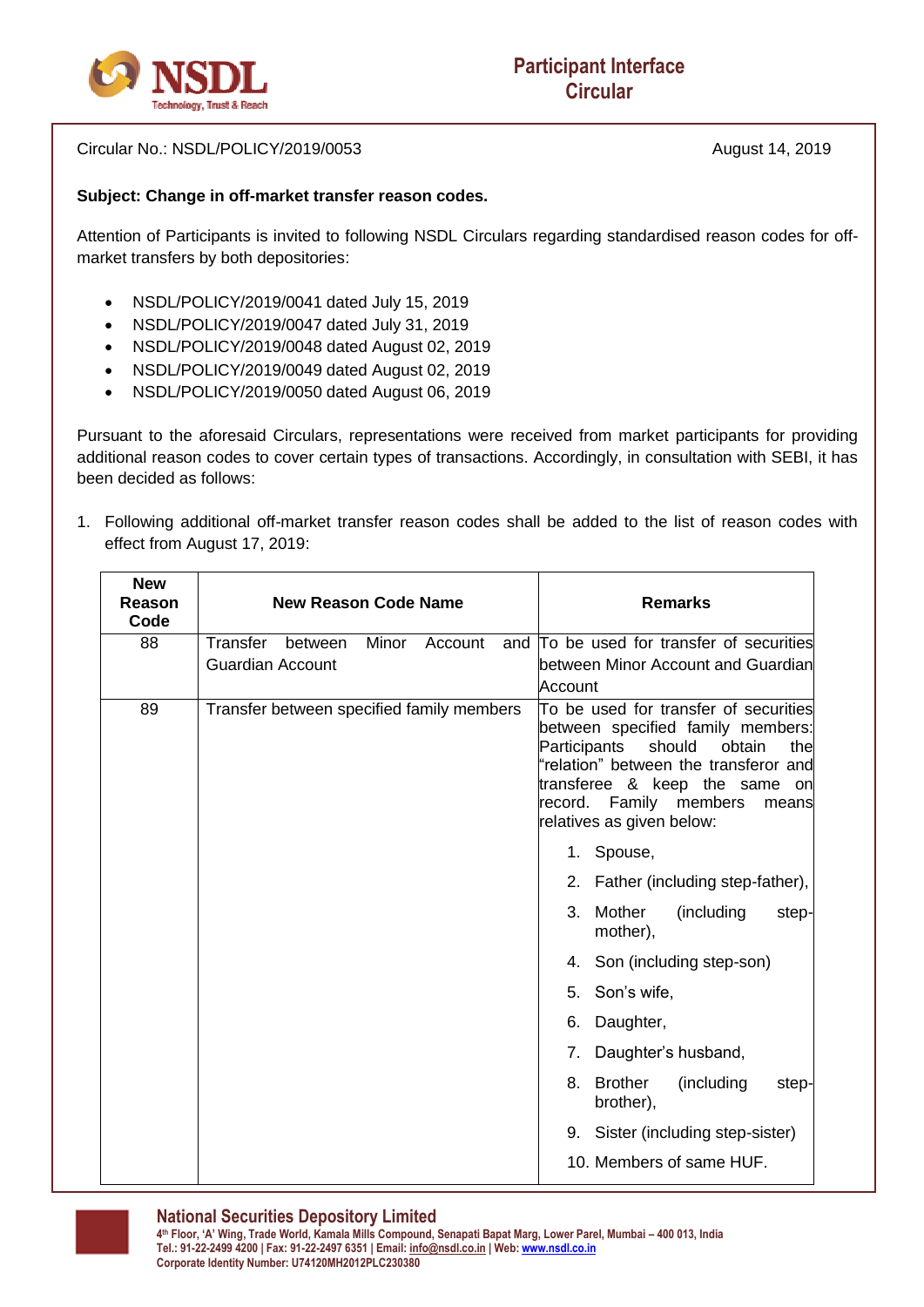Participant Interface Circular

Circular No.: NSDL/POLICY/2019/0053

August 14, 2019

**Subject: Change in off-market transfer reason codes.**

Attention of Participants is invited to following NSDL Circulars regarding standardised reason codes for off-market transfers by both depositories:

- NSDL/POLICY/2019/0041 dated July 15, 2019
- NSDL/POLICY/2019/0047 dated July 31, 2019
- NSDL/POLICY/2019/0048 dated August 02, 2019
- NSDL/POLICY/2019/0049 dated August 02, 2019
- NSDL/POLICY/2019/0050 dated August 06, 2019

Pursuant to the aforesaid Circulars, representations were received from market participants for providing additional reason codes to cover certain types of transactions. Accordingly, in consultation with SEBI, it has been decided as follows:

1. Following additional off-market transfer reason codes shall be added to the list of reason codes with effect from August 17, 2019:

| New Reason Code | New Reason Code Name | Remarks |
|---|---|---|
| 88 | Transfer between Minor Account and Guardian Account | To be used for transfer of securities between Minor Account and Guardian Account |
| 89 | Transfer between specified family members | To be used for transfer of securities between specified family members: Participants should obtain the "relation" between the transferor and transferee & keep the same on record. Family members means relatives as given below:<br>1. Spouse,<br>2. Father (including step-father),<br>3. Mother (including step-mother),<br>4. Son (including step-son)<br>5. Son's wife,<br>6. Daughter,<br>7. Daughter's husband,<br>8. Brother (including step-brother),<br>9. Sister (including step-sister)<br>10. Members of same HUF. |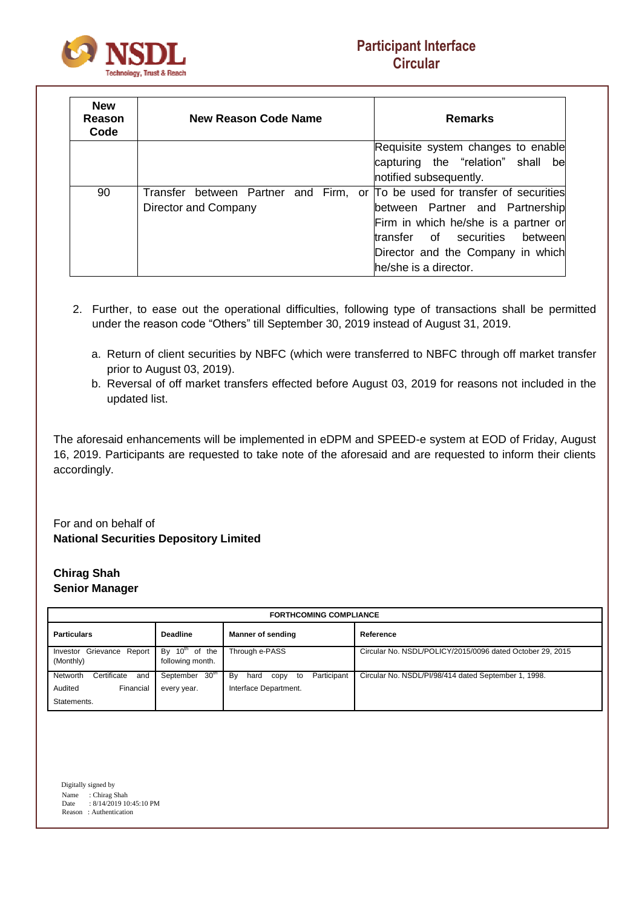| New Reason Code | New Reason Code Name | Remarks |
|---|---|---|
| | | Requisite system changes to enable capturing the "relation" shall be notified subsequently. |
| 90 | Transfer between Partner and Firm, or Director and Company | To be used for transfer of securities between Partner and Partnership Firm in which he/she is a partner or transfer of securities between Director and the Company in which he/she is a director. |

2. Further, to ease out the operational difficulties, following type of transactions shall be permitted under the reason code "Others" till September 30, 2019 instead of August 31, 2019.

    a. Return of client securities by NBFC (which were transferred to NBFC through off market transfer prior to August 03, 2019).
    b. Reversal of off market transfers effected before August 03, 2019 for reasons not included in the updated list.

The aforesaid enhancements will be implemented in eDPM and SPEED-e system at EOD of Friday, August 16, 2019. Participants are requested to take note of the aforesaid and are requested to inform their clients accordingly.

For and on behalf of
**National Securities Depository Limited**

**Chirag Shah**
**Senior Manager**

| FORTHCOMING COMPLIANCE | | | |
|---|---|---|---|
| **Particulars** | **Deadline** | **Manner of sending** | **Reference** |
| Investor Grievance Report (Monthly) | By 10th of the following month. | Through e-PASS | Circular No. NSDL/POLICY/2015/0096 dated October 29, 2015 |
| Networth Certificate and Audited Financial Statements. | September 30th every year. | By hard copy to Participant Interface Department. | Circular No. NSDL/PI/98/414 dated September 1, 1998. |

Digitally signed by
Name : Chirag Shah
Date : 8/14/2019 10:45:10 PM
Reason : Authentication